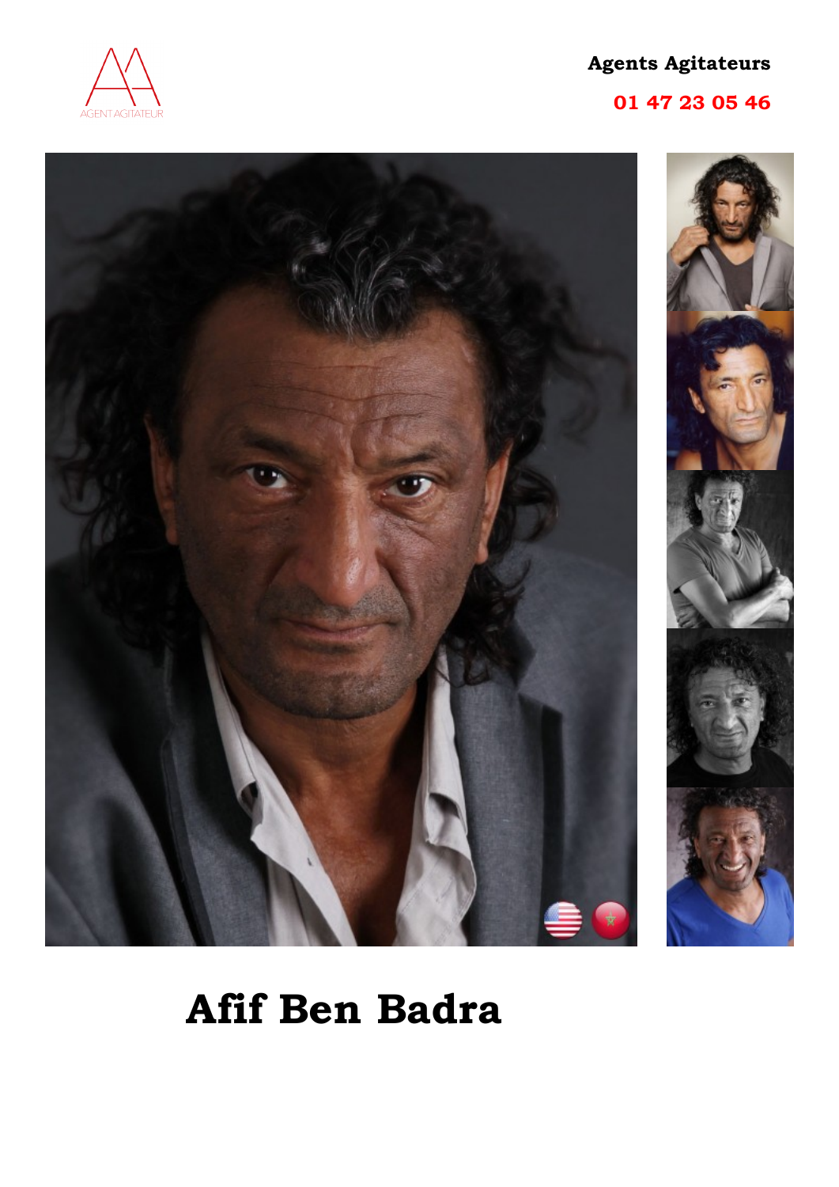AGENT AGITATEUR

**Agents Agitateurs**

**01 47 23 05 46**

# Afif Ben Badra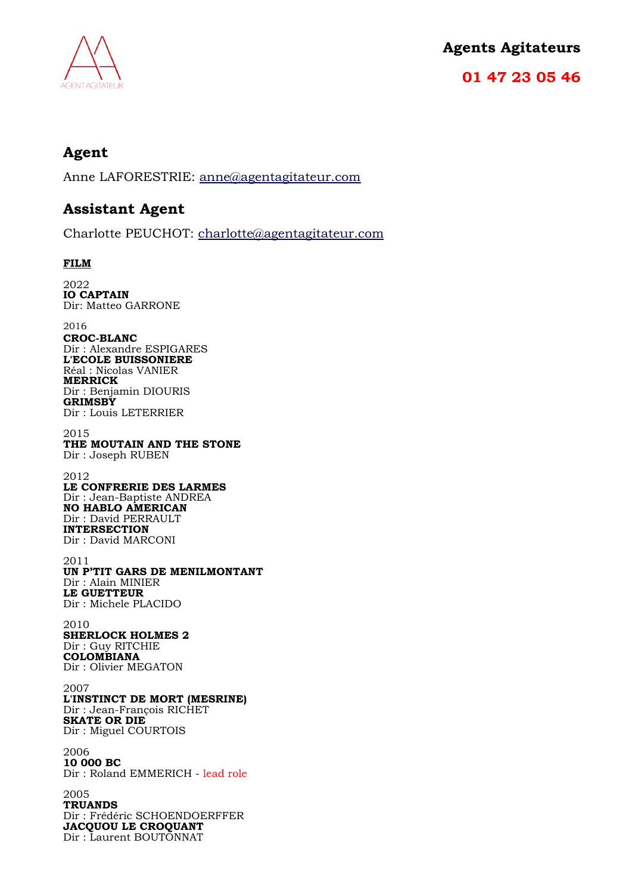AGENT AGITATEUR

**Agents Agitateurs**

**01 47 23 05 46**

## Agent

Anne LAFORESTRIE: anne@agentagitateur.com

## Assistant Agent

Charlotte PEUCHOT: charlotte@agentagitateur.com

**FILM**

2022
**IO CAPTAIN**
Dir: Matteo GARRONE

2016
**CROC-BLANC**
Dir : Alexandre ESPIGARES
**L'ECOLE BUISSONIERE**
Réal : Nicolas VANIER
**MERRICK**
Dir : Benjamin DIOURIS
**GRIMSBY**
Dir : Louis LETERRIER

2015
**THE MOUTAIN AND THE STONE**
Dir : Joseph RUBEN

2012
**LE CONFRERIE DES LARMES**
Dir : Jean-Baptiste ANDREA
**NO HABLO AMERICAN**
Dir : David PERRAULT
**INTERSECTION**
Dir : David MARCONI

2011
**UN P'TIT GARS DE MENILMONTANT**
Dir : Alain MINIER
**LE GUETTEUR**
Dir : Michele PLACIDO

2010
**SHERLOCK HOLMES 2**
Dir : Guy RITCHIE
**COLOMBIANA**
Dir : Olivier MEGATON

2007
**L'INSTINCT DE MORT (MESRINE)**
Dir : Jean-François RICHET
**SKATE OR DIE**
Dir : Miguel COURTOIS

2006
**10 000 BC**
Dir : Roland EMMERICH - lead role

2005
**TRUANDS**
Dir : Frédéric SCHOENDOERFFER
**JACQUOU LE CROQUANT**
Dir : Laurent BOUTONNAT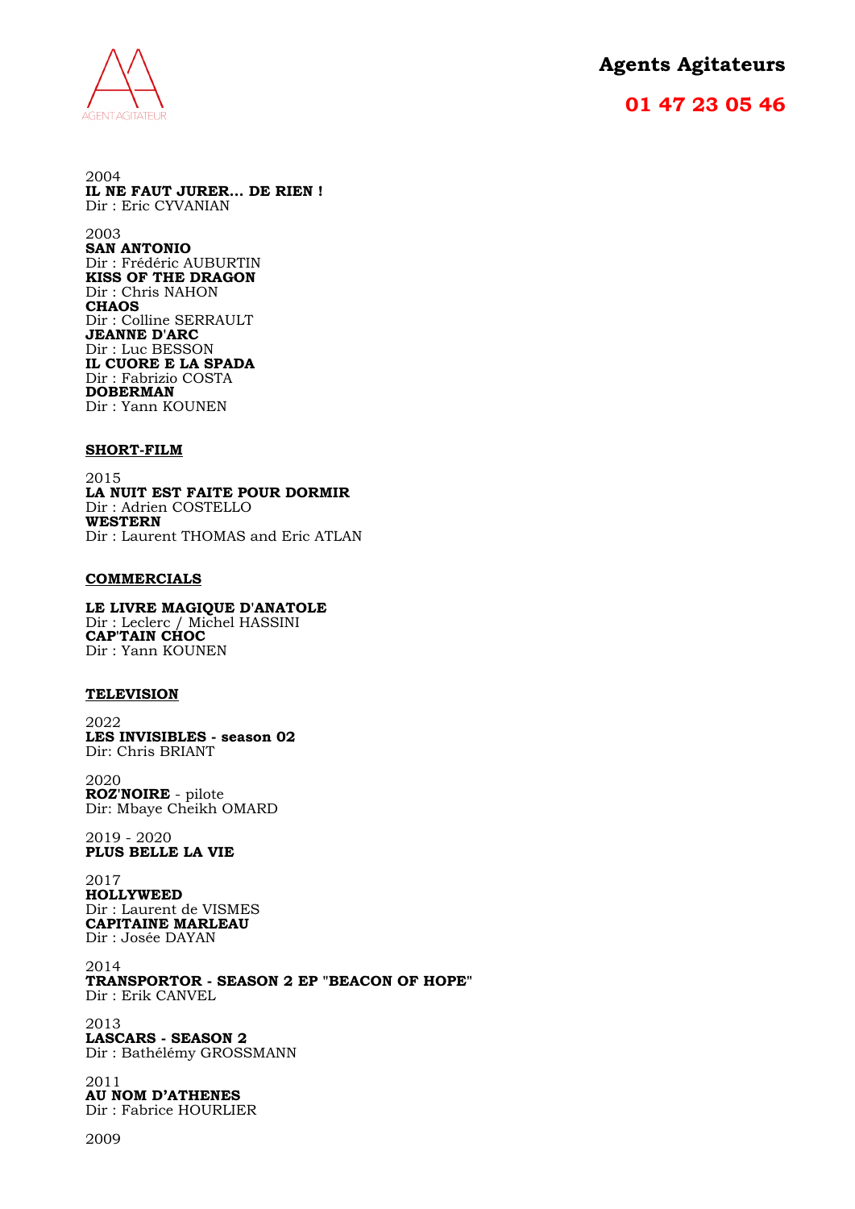2004
**IL NE FAUT JURER… DE RIEN !**
Dir : Eric CYVANIAN

2003
**SAN ANTONIO**
Dir : Frédéric AUBURTIN
**KISS OF THE DRAGON**
Dir : Chris NAHON
**CHAOS**
Dir : Colline SERRAULT
**JEANNE D'ARC**
Dir : Luc BESSON
**IL CUORE E LA SPADA**
Dir : Fabrizio COSTA
**DOBERMAN**
Dir : Yann KOUNEN

## SHORT-FILM

2015
**LA NUIT EST FAITE POUR DORMIR**
Dir : Adrien COSTELLO
**WESTERN**
Dir : Laurent THOMAS and Eric ATLAN

## COMMERCIALS

**LE LIVRE MAGIQUE D'ANATOLE**
Dir : Leclerc / Michel HASSINI
**CAP'TAIN CHOC**
Dir : Yann KOUNEN

## TELEVISION

2022
**LES INVISIBLES - season 02**
Dir: Chris BRIANT

2020
**ROZ'NOIRE** - pilote
Dir: Mbaye Cheikh OMARD

2019 - 2020
**PLUS BELLE LA VIE**

2017
**HOLLYWEED**
Dir : Laurent de VISMES
**CAPITAINE MARLEAU**
Dir : Josée DAYAN

2014
**TRANSPORTOR - SEASON 2 EP "BEACON OF HOPE"**
Dir : Erik CANVEL

2013
**LASCARS - SEASON 2**
Dir : Bathélémy GROSSMANN

2011
**AU NOM D'ATHENES**
Dir : Fabrice HOURLIER

2009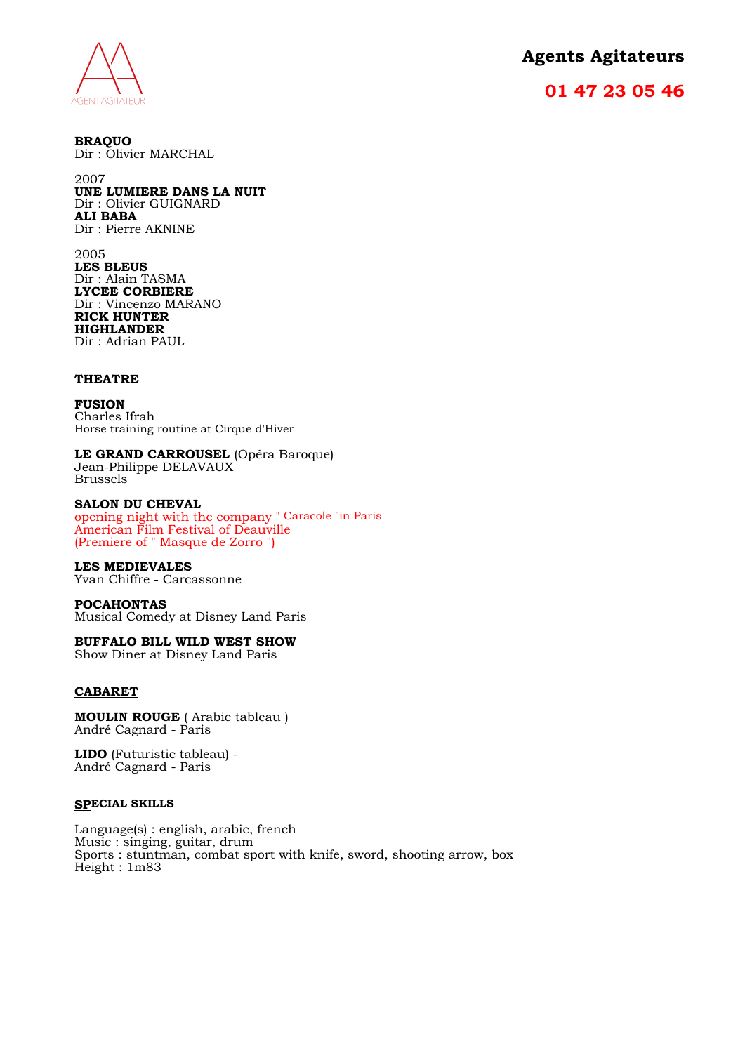**Agents Agitateurs**

**01 47 23 05 46**

**BRAQUO**
Dir : Olivier MARCHAL

2007
**UNE LUMIERE DANS LA NUIT**
Dir : Olivier GUIGNARD
**ALI BABA**
Dir : Pierre AKNINE

2005
**LES BLEUS**
Dir : Alain TASMA
**LYCEE CORBIERE**
Dir : Vincenzo MARANO
**RICK HUNTER**
**HIGHLANDER**
Dir : Adrian PAUL

## THEATRE

**FUSION**
Charles Ifrah
Horse training routine at Cirque d'Hiver

**LE GRAND CARROUSEL** (Opéra Baroque)
Jean-Philippe DELAVAUX
Brussels

**SALON DU CHEVAL**
opening night with the company " Caracole "in Paris
American Film Festival of Deauville
(Premiere of " Masque de Zorro ")

**LES MEDIEVALES**
Yvan Chiffre - Carcassonne

**POCAHONTAS**
Musical Comedy at Disney Land Paris

**BUFFALO BILL WILD WEST SHOW**
Show Diner at Disney Land Paris

## CABARET

**MOULIN ROUGE** ( Arabic tableau )
André Cagnard - Paris

**LIDO** (Futuristic tableau) -
André Cagnard - Paris

## SPECIAL SKILLS

Language(s) : english, arabic, french
Music : singing, guitar, drum
Sports : stuntman, combat sport with knife, sword, shooting arrow, box
Height : 1m83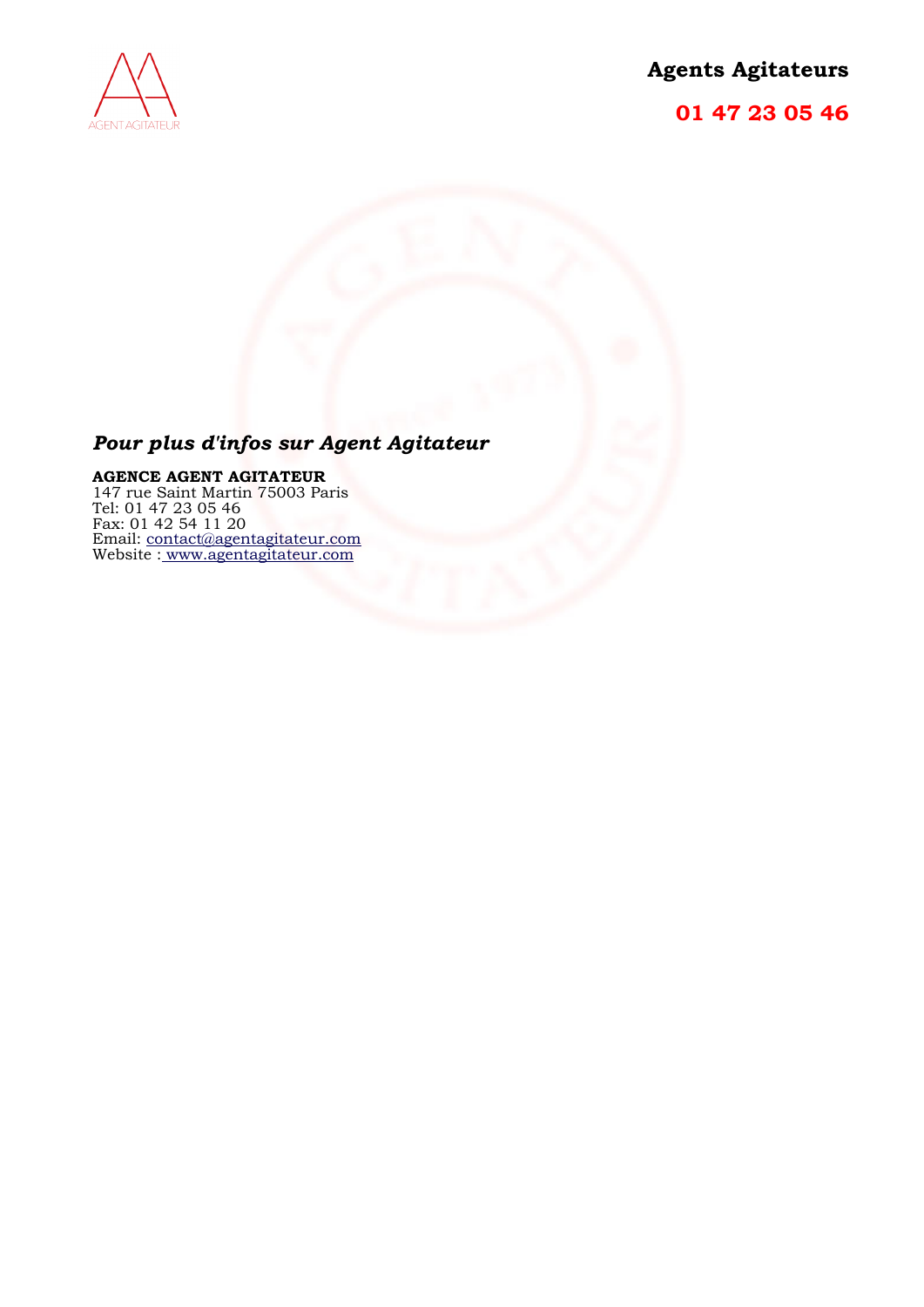**Agents Agitateurs**

**01 47 23 05 46**

### *Pour plus d'infos sur Agent Agitateur*

**AGENCE AGENT AGITATEUR**
147 rue Saint Martin 75003 Paris
Tel: 01 47 23 05 46
Fax: 01 42 54 11 20
Email: contact@agentagitateur.com
Website : www.agentagitateur.com